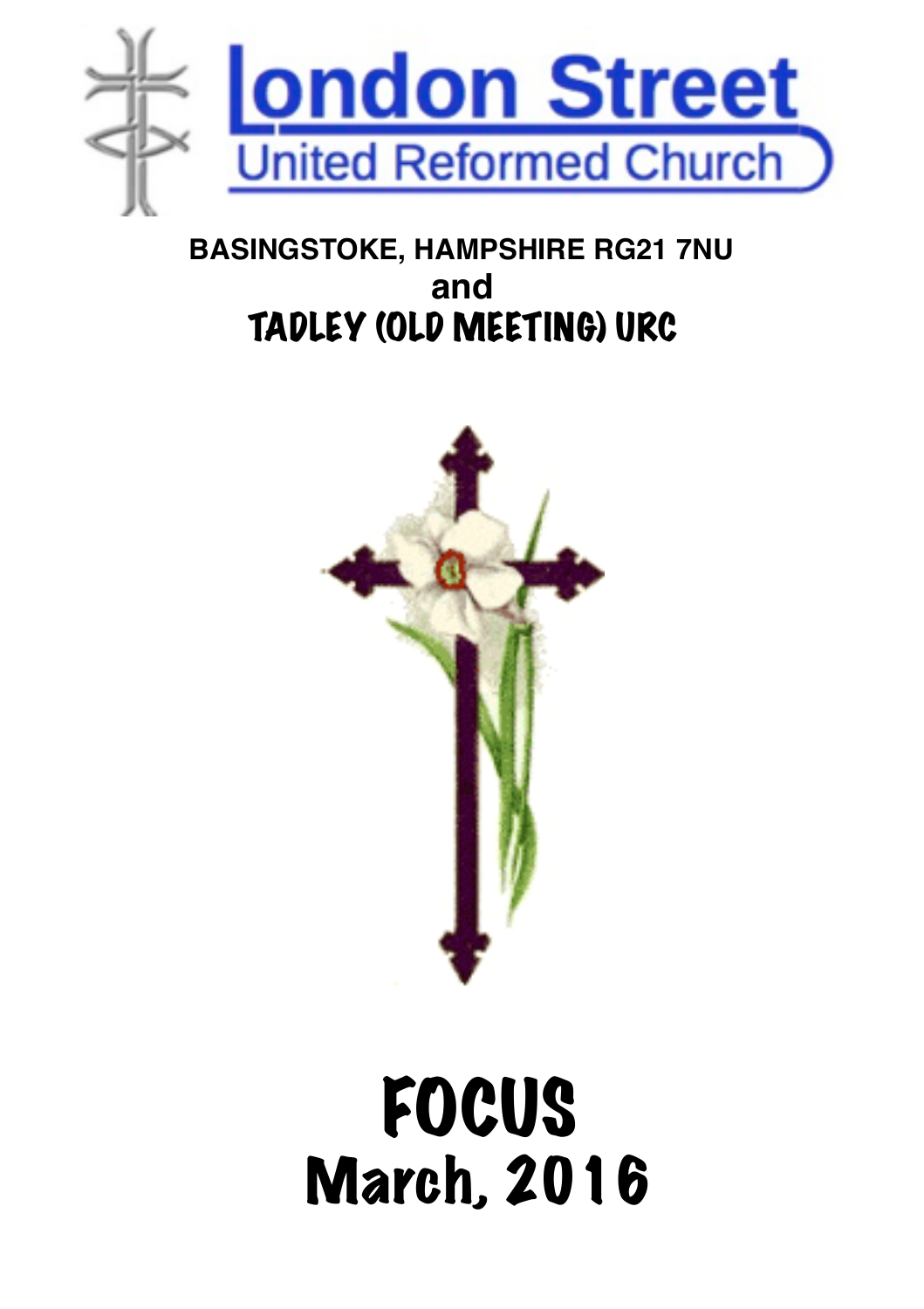# London Street United Reformed Church

**BASINGSTOKE, HAMPSHIRE RG21 7NU**
**and**
**TADLEY (OLD MEETING) URC**

# FOCUS
## March, 2016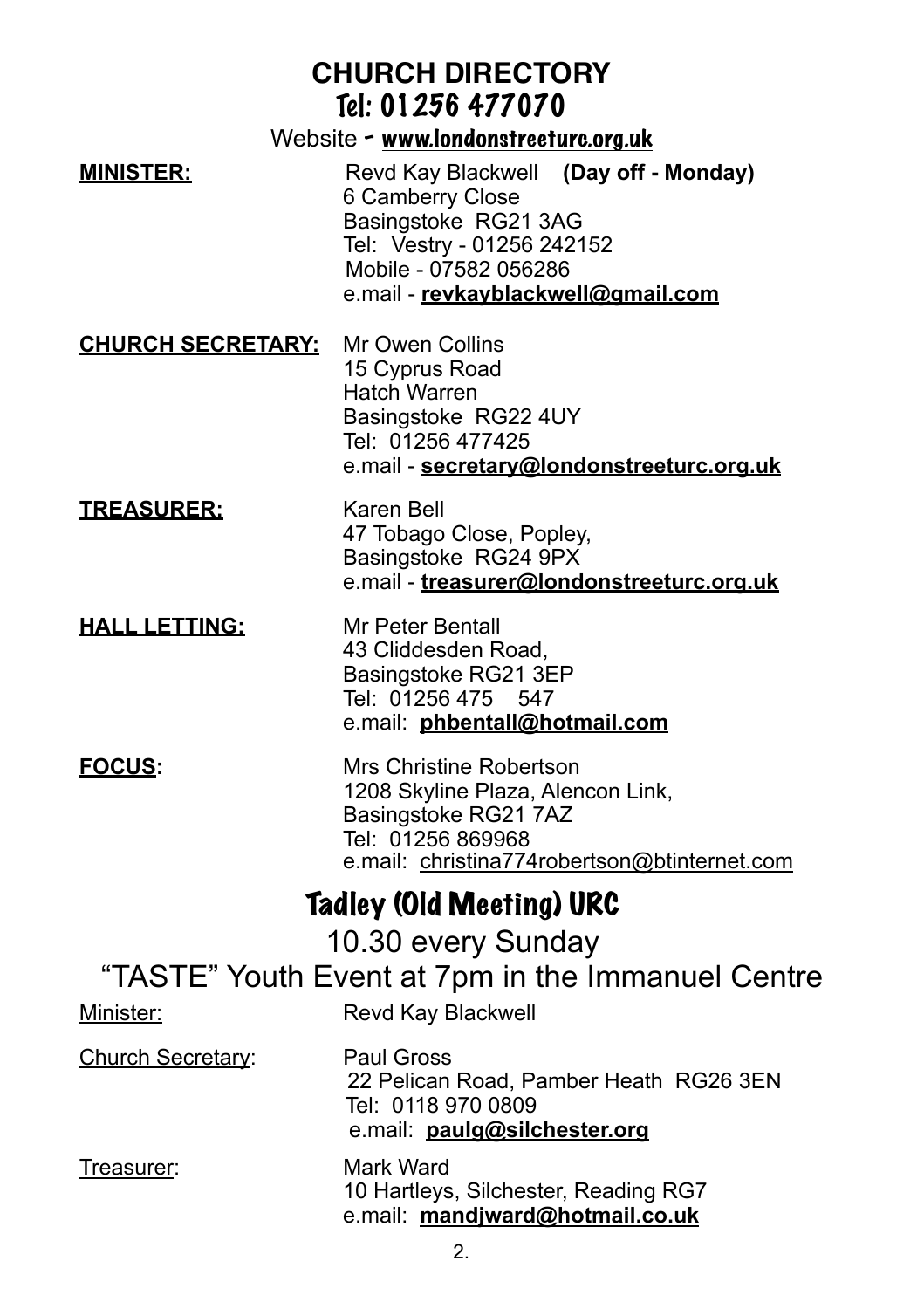# CHURCH DIRECTORY

## Tel: 01256 477070

Website - **www.londonstreeturc.org.uk**

**MINISTER:**
Revd Kay Blackwell **(Day off - Monday)**
6 Camberry Close
Basingstoke RG21 3AG
Tel: Vestry - 01256 242152
Mobile - 07582 056286
e.mail - **revkayblackwell@gmail.com**

**CHURCH SECRETARY:**
Mr Owen Collins
15 Cyprus Road
Hatch Warren
Basingstoke RG22 4UY
Tel: 01256 477425
e.mail - **secretary@londonstreeturc.org.uk**

**TREASURER:**
Karen Bell
47 Tobago Close, Popley,
Basingstoke RG24 9PX
e.mail - **treasurer@londonstreeturc.org.uk**

**HALL LETTING:**
Mr Peter Bentall
43 Cliddesden Road,
Basingstoke RG21 3EP
Tel: 01256 475 547
e.mail: **phbentall@hotmail.com**

**FOCUS:**
Mrs Christine Robertson
1208 Skyline Plaza, Alencon Link,
Basingstoke RG21 7AZ
Tel: 01256 869968
e.mail: christina774robertson@btinternet.com

## Tadley (Old Meeting) URC

10.30 every Sunday

"TASTE" Youth Event at 7pm in the Immanuel Centre

Minister:
Revd Kay Blackwell

Church Secretary:
Paul Gross
22 Pelican Road, Pamber Heath RG26 3EN
Tel: 0118 970 0809
e.mail: **paulg@silchester.org**

Treasurer:
Mark Ward
10 Hartleys, Silchester, Reading RG7
e.mail: **mandjward@hotmail.co.uk**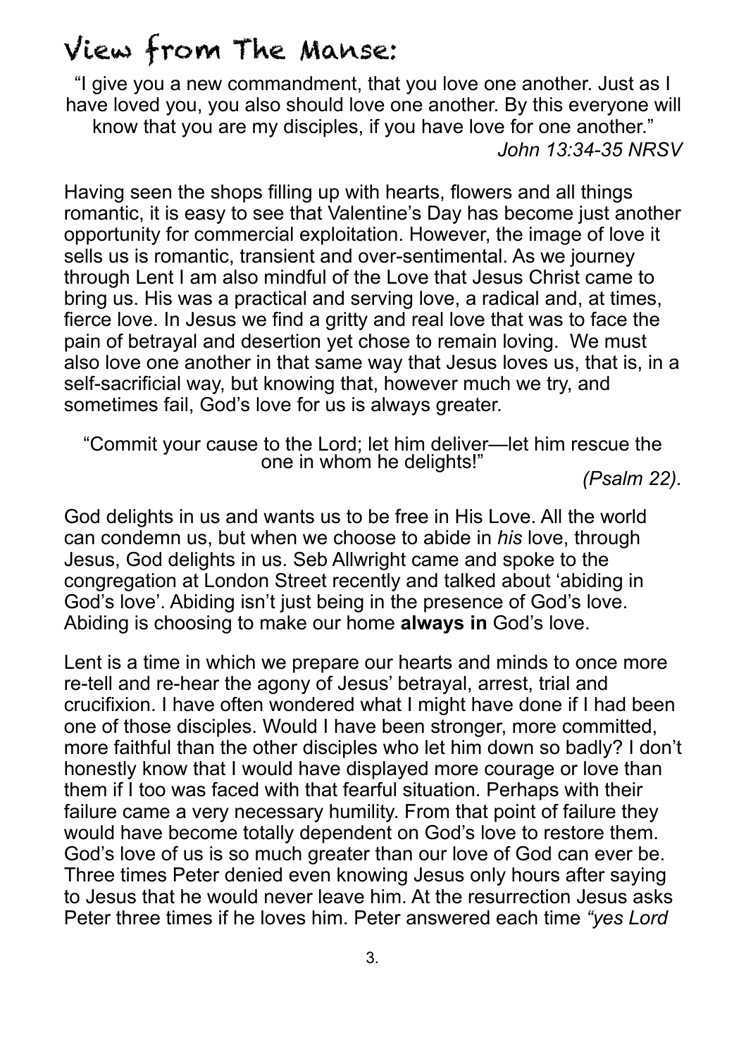# View from The Manse:

"I give you a new commandment, that you love one another. Just as I have loved you, you also should love one another. By this everyone will know that you are my disciples, if you have love for one another."
*John 13:34-35 NRSV*

Having seen the shops filling up with hearts, flowers and all things romantic, it is easy to see that Valentine's Day has become just another opportunity for commercial exploitation. However, the image of love it sells us is romantic, transient and over-sentimental. As we journey through Lent I am also mindful of the Love that Jesus Christ came to bring us. His was a practical and serving love, a radical and, at times, fierce love. In Jesus we find a gritty and real love that was to face the pain of betrayal and desertion yet chose to remain loving. We must also love one another in that same way that Jesus loves us, that is, in a self-sacrificial way, but knowing that, however much we try, and sometimes fail, God's love for us is always greater.

"Commit your cause to the Lord; let him deliver—let him rescue the one in whom he delights!"
*(Psalm 22).*

God delights in us and wants us to be free in His Love. All the world can condemn us, but when we choose to abide in *his* love, through Jesus, God delights in us. Seb Allwright came and spoke to the congregation at London Street recently and talked about 'abiding in God's love'. Abiding isn't just being in the presence of God's love. Abiding is choosing to make our home **always in** God's love.

Lent is a time in which we prepare our hearts and minds to once more re-tell and re-hear the agony of Jesus' betrayal, arrest, trial and crucifixion. I have often wondered what I might have done if I had been one of those disciples. Would I have been stronger, more committed, more faithful than the other disciples who let him down so badly? I don't honestly know that I would have displayed more courage or love than them if I too was faced with that fearful situation. Perhaps with their failure came a very necessary humility. From that point of failure they would have become totally dependent on God's love to restore them. God's love of us is so much greater than our love of God can ever be. Three times Peter denied even knowing Jesus only hours after saying to Jesus that he would never leave him. At the resurrection Jesus asks Peter three times if he loves him. Peter answered each time *"yes Lord*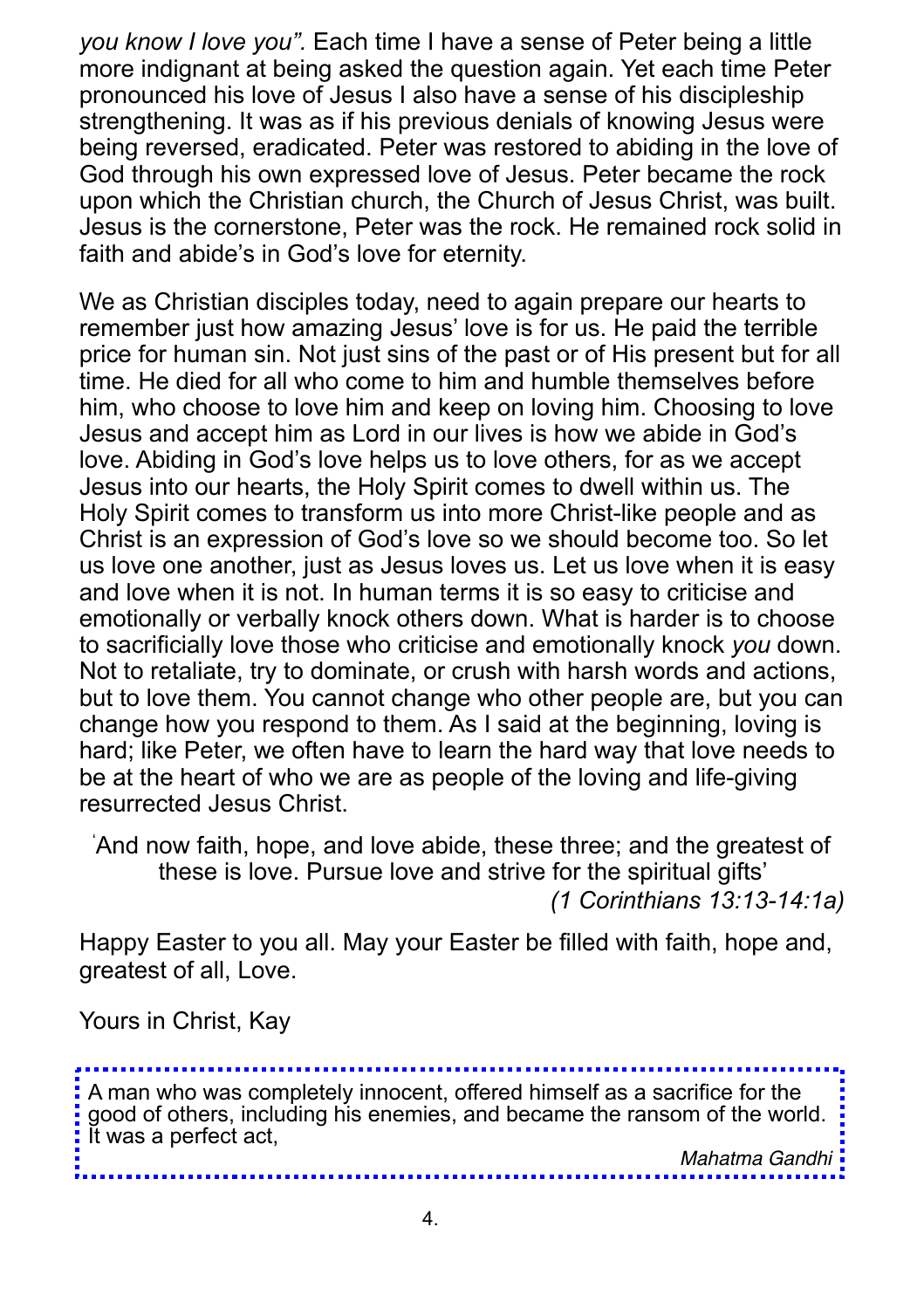*you know I love you".* Each time I have a sense of Peter being a little more indignant at being asked the question again. Yet each time Peter pronounced his love of Jesus I also have a sense of his discipleship strengthening. It was as if his previous denials of knowing Jesus were being reversed, eradicated. Peter was restored to abiding in the love of God through his own expressed love of Jesus. Peter became the rock upon which the Christian church, the Church of Jesus Christ, was built. Jesus is the cornerstone, Peter was the rock. He remained rock solid in faith and abide's in God's love for eternity.

We as Christian disciples today, need to again prepare our hearts to remember just how amazing Jesus' love is for us. He paid the terrible price for human sin. Not just sins of the past or of His present but for all time. He died for all who come to him and humble themselves before him, who choose to love him and keep on loving him. Choosing to love Jesus and accept him as Lord in our lives is how we abide in God's love. Abiding in God's love helps us to love others, for as we accept Jesus into our hearts, the Holy Spirit comes to dwell within us. The Holy Spirit comes to transform us into more Christ-like people and as Christ is an expression of God's love so we should become too. So let us love one another, just as Jesus loves us. Let us love when it is easy and love when it is not. In human terms it is so easy to criticise and emotionally or verbally knock others down. What is harder is to choose to sacrificially love those who criticise and emotionally knock *you* down. Not to retaliate, try to dominate, or crush with harsh words and actions, but to love them. You cannot change who other people are, but you can change how you respond to them. As I said at the beginning, loving is hard; like Peter, we often have to learn the hard way that love needs to be at the heart of who we are as people of the loving and life-giving resurrected Jesus Christ.

'And now faith, hope, and love abide, these three; and the greatest of these is love. Pursue love and strive for the spiritual gifts'
*(1 Corinthians 13:13-14:1a)*

Happy Easter to you all. May your Easter be filled with faith, hope and, greatest of all, Love.

Yours in Christ, Kay

A man who was completely innocent, offered himself as a sacrifice for the good of others, including his enemies, and became the ransom of the world. It was a perfect act,

*Mahatma Gandhi*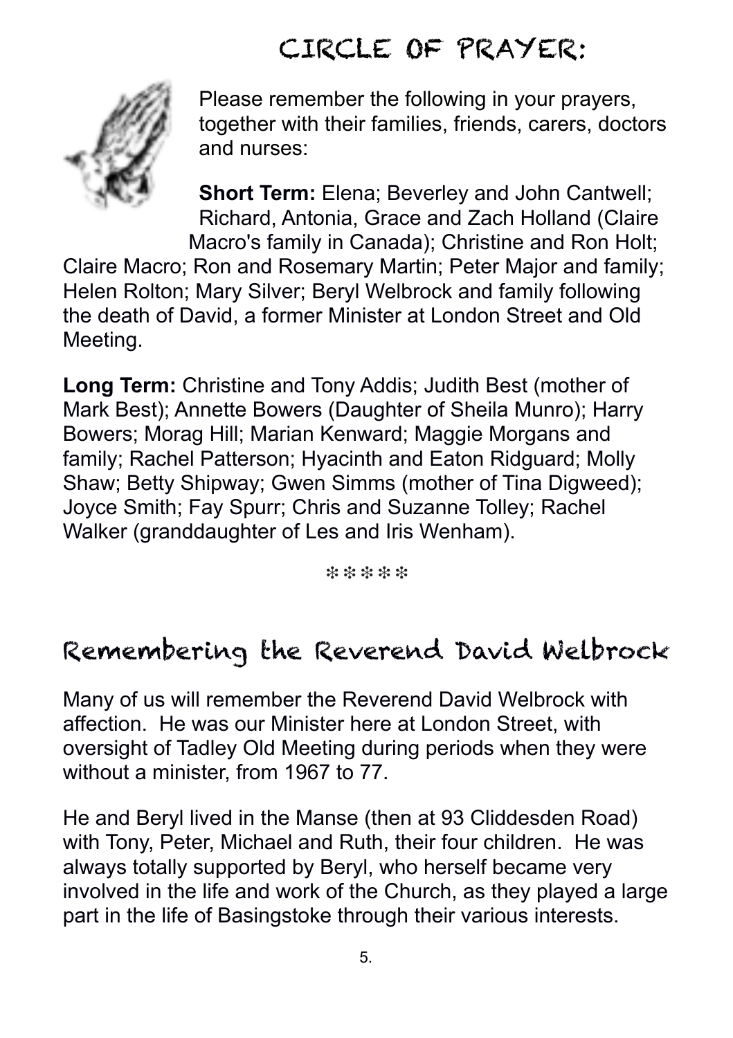# CIRCLE OF PRAYER:

Please remember the following in your prayers, together with their families, friends, carers, doctors and nurses:

**Short Term:** Elena; Beverley and John Cantwell; Richard, Antonia, Grace and Zach Holland (Claire Macro's family in Canada); Christine and Ron Holt; Claire Macro; Ron and Rosemary Martin; Peter Major and family; Helen Rolton; Mary Silver; Beryl Welbrock and family following the death of David, a former Minister at London Street and Old Meeting.

**Long Term:** Christine and Tony Addis; Judith Best (mother of Mark Best); Annette Bowers (Daughter of Sheila Munro); Harry Bowers; Morag Hill; Marian Kenward; Maggie Morgans and family; Rachel Patterson; Hyacinth and Eaton Ridguard; Molly Shaw; Betty Shipway; Gwen Simms (mother of Tina Digweed); Joyce Smith; Fay Spurr; Chris and Suzanne Tolley; Rachel Walker (granddaughter of Les and Iris Wenham).

✻✻✻✻✻

# Remembering the Reverend David Welbrock

Many of us will remember the Reverend David Welbrock with affection. He was our Minister here at London Street, with oversight of Tadley Old Meeting during periods when they were without a minister, from 1967 to 77.

He and Beryl lived in the Manse (then at 93 Cliddesden Road) with Tony, Peter, Michael and Ruth, their four children. He was always totally supported by Beryl, who herself became very involved in the life and work of the Church, as they played a large part in the life of Basingstoke through their various interests.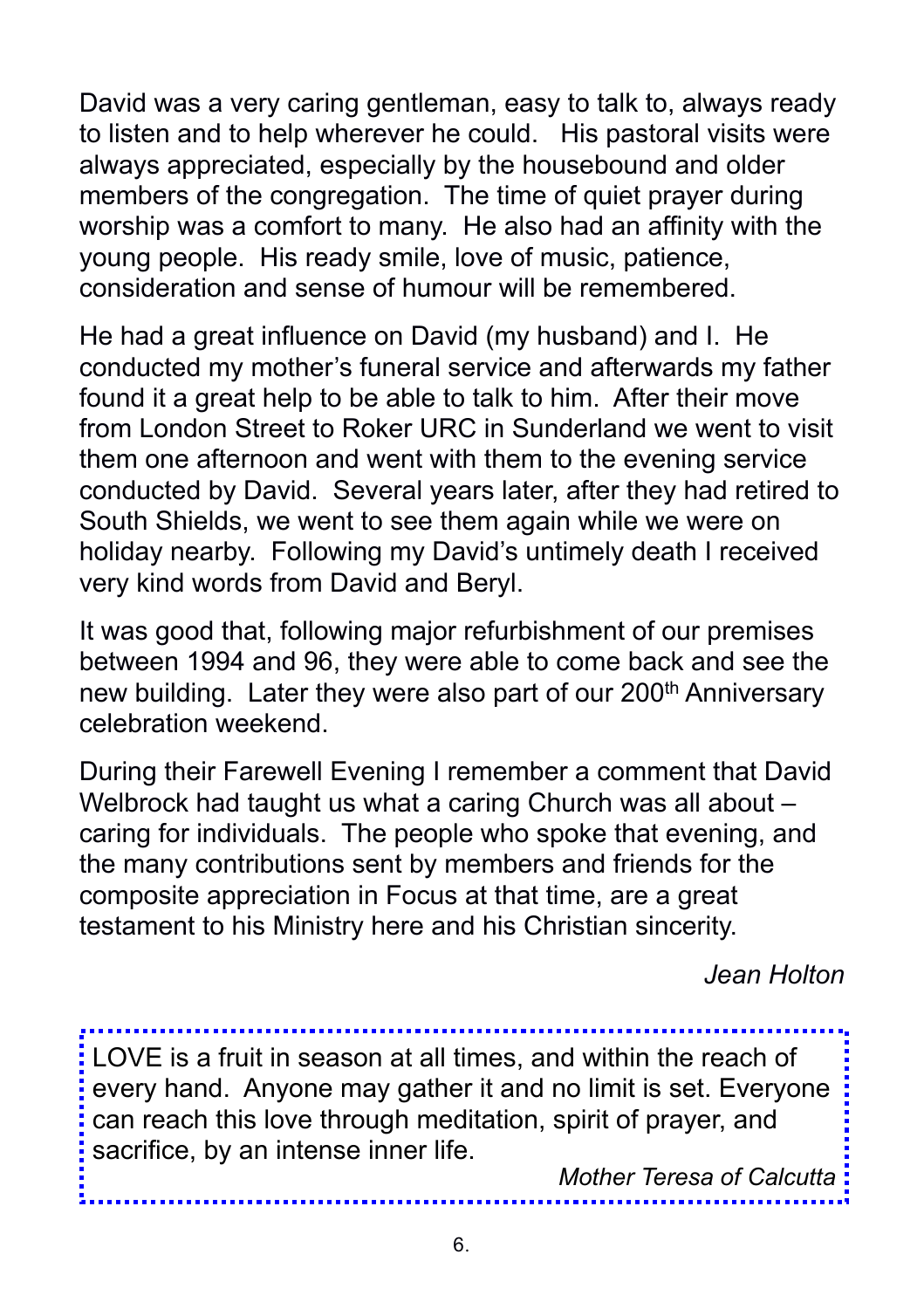David was a very caring gentleman, easy to talk to, always ready to listen and to help wherever he could. His pastoral visits were always appreciated, especially by the housebound and older members of the congregation. The time of quiet prayer during worship was a comfort to many. He also had an affinity with the young people. His ready smile, love of music, patience, consideration and sense of humour will be remembered.

He had a great influence on David (my husband) and I. He conducted my mother's funeral service and afterwards my father found it a great help to be able to talk to him. After their move from London Street to Roker URC in Sunderland we went to visit them one afternoon and went with them to the evening service conducted by David. Several years later, after they had retired to South Shields, we went to see them again while we were on holiday nearby. Following my David's untimely death I received very kind words from David and Beryl.

It was good that, following major refurbishment of our premises between 1994 and 96, they were able to come back and see the new building. Later they were also part of our 200th Anniversary celebration weekend.

During their Farewell Evening I remember a comment that David Welbrock had taught us what a caring Church was all about – caring for individuals. The people who spoke that evening, and the many contributions sent by members and friends for the composite appreciation in Focus at that time, are a great testament to his Ministry here and his Christian sincerity.

*Jean Holton*

---

LOVE is a fruit in season at all times, and within the reach of every hand. Anyone may gather it and no limit is set. Everyone can reach this love through meditation, spirit of prayer, and sacrifice, by an intense inner life.

*Mother Teresa of Calcutta*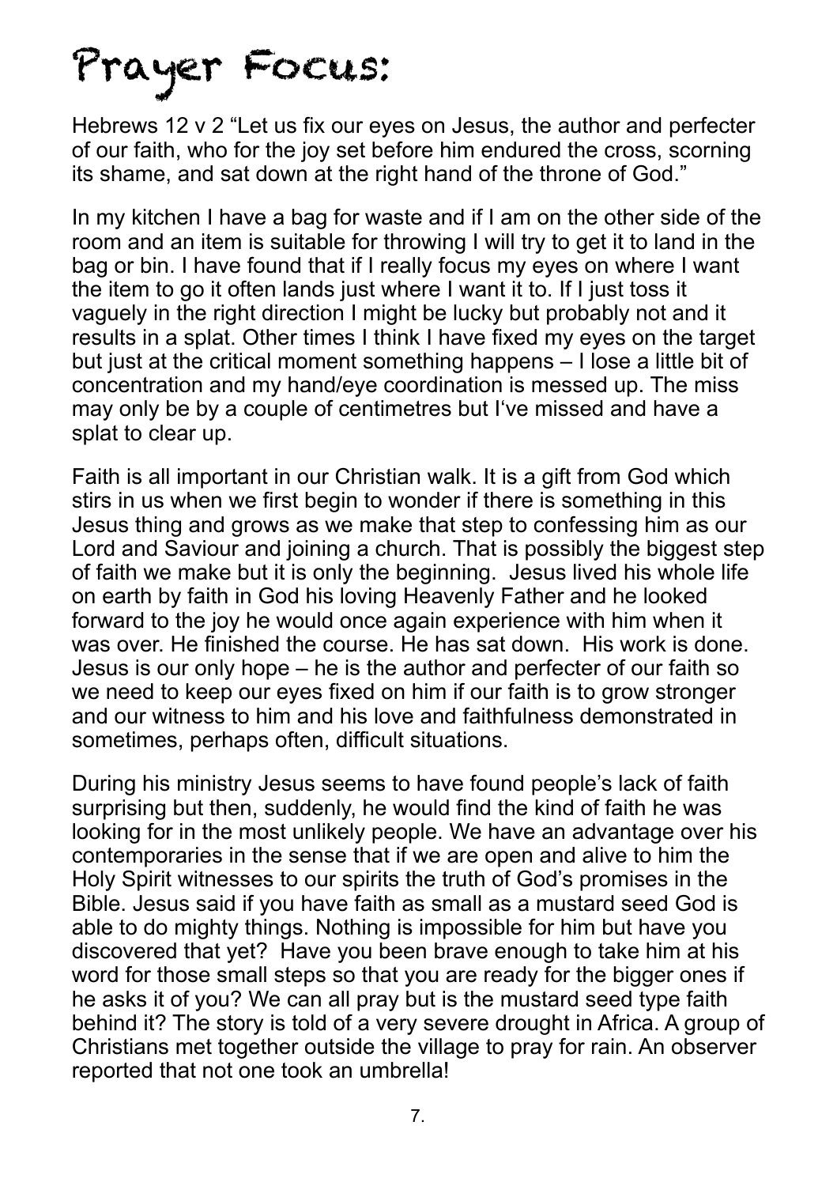# Prayer Focus:

Hebrews 12 v 2 “Let us fix our eyes on Jesus, the author and perfecter of our faith, who for the joy set before him endured the cross, scorning its shame, and sat down at the right hand of the throne of God.”

In my kitchen I have a bag for waste and if I am on the other side of the room and an item is suitable for throwing I will try to get it to land in the bag or bin. I have found that if I really focus my eyes on where I want the item to go it often lands just where I want it to. If I just toss it vaguely in the right direction I might be lucky but probably not and it results in a splat. Other times I think I have fixed my eyes on the target but just at the critical moment something happens – I lose a little bit of concentration and my hand/eye coordination is messed up. The miss may only be by a couple of centimetres but I‘ve missed and have a splat to clear up.

Faith is all important in our Christian walk. It is a gift from God which stirs in us when we first begin to wonder if there is something in this Jesus thing and grows as we make that step to confessing him as our Lord and Saviour and joining a church. That is possibly the biggest step of faith we make but it is only the beginning. Jesus lived his whole life on earth by faith in God his loving Heavenly Father and he looked forward to the joy he would once again experience with him when it was over. He finished the course. He has sat down. His work is done. Jesus is our only hope – he is the author and perfecter of our faith so we need to keep our eyes fixed on him if our faith is to grow stronger and our witness to him and his love and faithfulness demonstrated in sometimes, perhaps often, difficult situations.

During his ministry Jesus seems to have found people’s lack of faith surprising but then, suddenly, he would find the kind of faith he was looking for in the most unlikely people. We have an advantage over his contemporaries in the sense that if we are open and alive to him the Holy Spirit witnesses to our spirits the truth of God’s promises in the Bible. Jesus said if you have faith as small as a mustard seed God is able to do mighty things. Nothing is impossible for him but have you discovered that yet? Have you been brave enough to take him at his word for those small steps so that you are ready for the bigger ones if he asks it of you? We can all pray but is the mustard seed type faith behind it? The story is told of a very severe drought in Africa. A group of Christians met together outside the village to pray for rain. An observer reported that not one took an umbrella!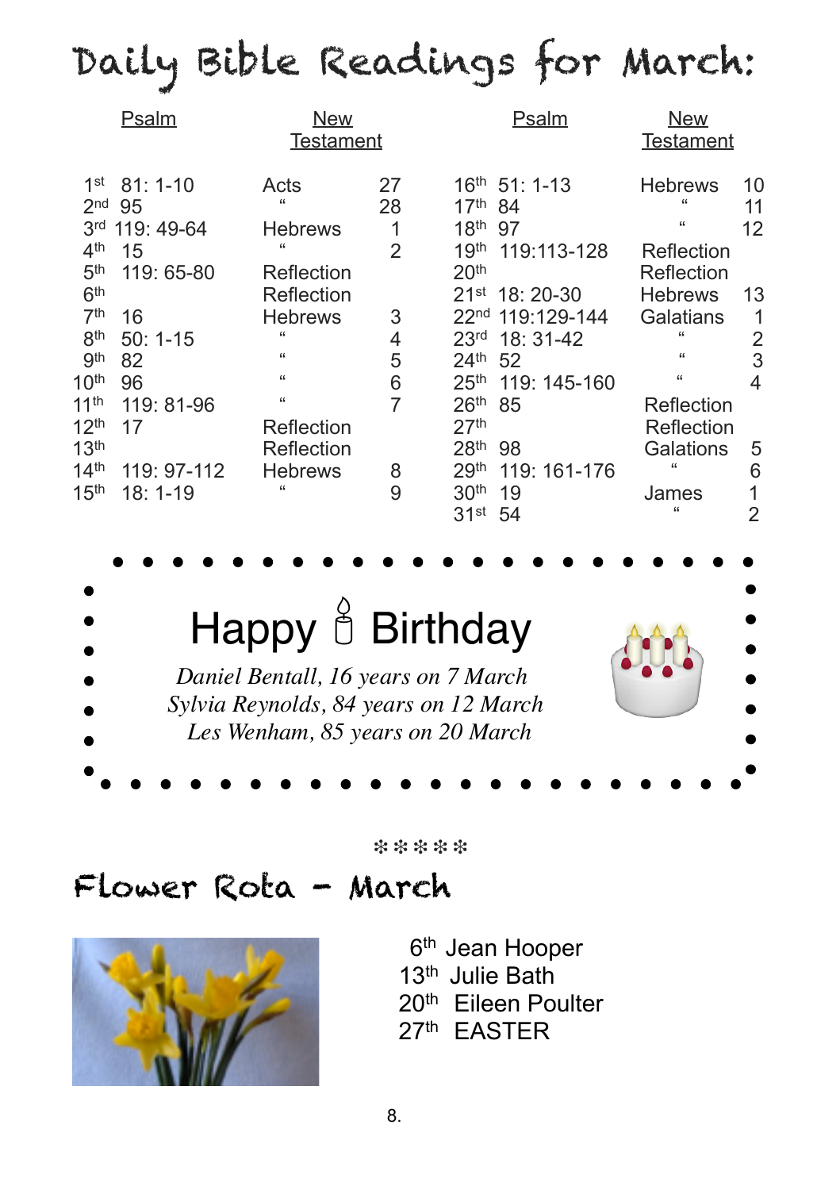# Daily Bible Readings for March:

| | Psalm | New Testament | | | Psalm | New Testament | |
|---|---|---|---|---|---|---|---|
| 1st | 81: 1-10 | Acts | 27 | 16th | 51: 1-13 | Hebrews | 10 |
| 2nd | 95 | “ | 28 | 17th | 84 | “ | 11 |
| 3rd | 119: 49-64 | Hebrews | 1 | 18th | 97 | “ | 12 |
| 4th | 15 | “ | 2 | 19th | 119:113-128 | Reflection | |
| 5th | 119: 65-80 | Reflection | | 20th | | Reflection | |
| 6th | | Reflection | | 21st | 18: 20-30 | Hebrews | 13 |
| 7th | 16 | Hebrews | 3 | 22nd | 119:129-144 | Galatians | 1 |
| 8th | 50: 1-15 | “ | 4 | 23rd | 18: 31-42 | “ | 2 |
| 9th | 82 | “ | 5 | 24th | 52 | “ | 3 |
| 10th | 96 | “ | 6 | 25th | 119: 145-160 | “ | 4 |
| 11th | 119: 81-96 | “ | 7 | 26th | 85 | Reflection | |
| 12th | 17 | Reflection | | 27th | | Reflection | |
| 13th | | Reflection | | 28th | 98 | Galations | 5 |
| 14th | 119: 97-112 | Hebrews | 8 | 29th | 119: 161-176 | “ | 6 |
| 15th | 18: 1-19 | “ | 9 | 30th | 19 | James | 1 |
| | | | | 31st | 54 | “ | 2 |

## Happy Birthday

*Daniel Bentall, 16 years on 7 March*
*Sylvia Reynolds, 84 years on 12 March*
*Les Wenham, 85 years on 20 March*

\*\*\*\*\*

## Flower Rota - March

6th Jean Hooper
13th Julie Bath
20th Eileen Poulter
27th EASTER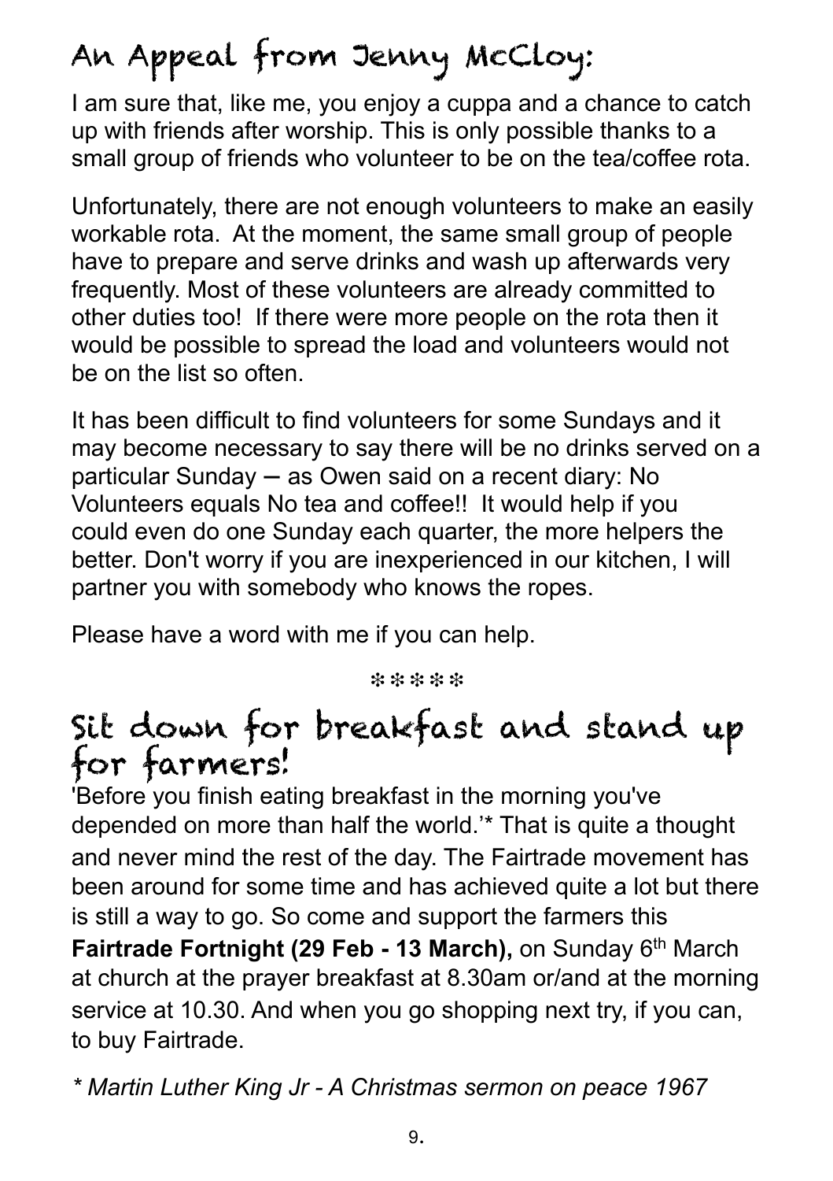# An Appeal from Jenny McCloy:

I am sure that, like me, you enjoy a cuppa and a chance to catch up with friends after worship. This is only possible thanks to a small group of friends who volunteer to be on the tea/coffee rota.

Unfortunately, there are not enough volunteers to make an easily workable rota. At the moment, the same small group of people have to prepare and serve drinks and wash up afterwards very frequently. Most of these volunteers are already committed to other duties too! If there were more people on the rota then it would be possible to spread the load and volunteers would not be on the list so often.

It has been difficult to find volunteers for some Sundays and it may become necessary to say there will be no drinks served on a particular Sunday – as Owen said on a recent diary: No Volunteers equals No tea and coffee!! It would help if you could even do one Sunday each quarter, the more helpers the better. Don't worry if you are inexperienced in our kitchen, I will partner you with somebody who knows the ropes.

Please have a word with me if you can help.

*****

# Sit down for breakfast and stand up for farmers!

'Before you finish eating breakfast in the morning you've depended on more than half the world.'* That is quite a thought and never mind the rest of the day. The Fairtrade movement has been around for some time and has achieved quite a lot but there is still a way to go. So come and support the farmers this **Fairtrade Fortnight (29 Feb - 13 March),** on Sunday 6th March at church at the prayer breakfast at 8.30am or/and at the morning service at 10.30. And when you go shopping next try, if you can, to buy Fairtrade.

*\* Martin Luther King Jr - A Christmas sermon on peace 1967*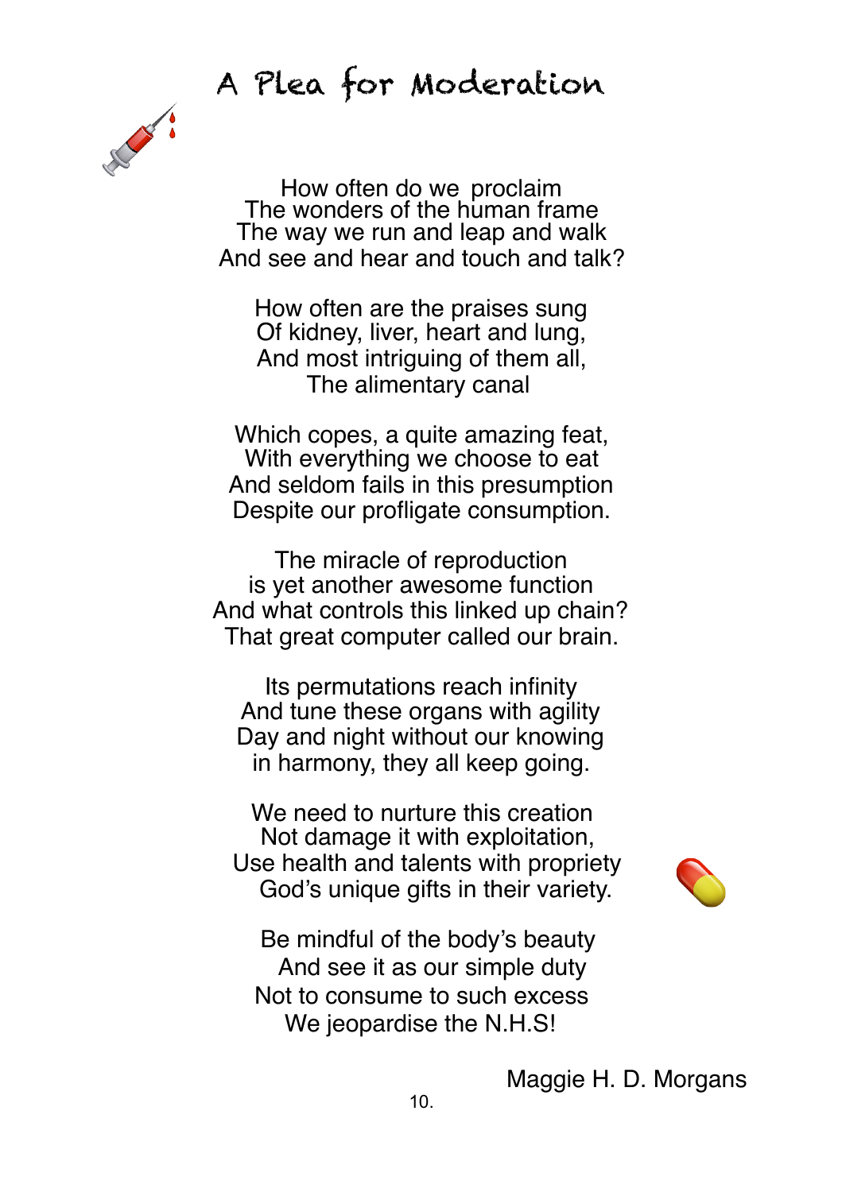# A Plea for Moderation

How often do we proclaim
The wonders of the human frame
The way we run and leap and walk
And see and hear and touch and talk?

How often are the praises sung
Of kidney, liver, heart and lung,
And most intriguing of them all,
The alimentary canal

Which copes, a quite amazing feat,
With everything we choose to eat
And seldom fails in this presumption
Despite our profligate consumption.

The miracle of reproduction
is yet another awesome function
And what controls this linked up chain?
That great computer called our brain.

Its permutations reach infinity
And tune these organs with agility
Day and night without our knowing
in harmony, they all keep going.

We need to nurture this creation
Not damage it with exploitation,
Use health and talents with propriety
God's unique gifts in their variety.

Be mindful of the body's beauty
And see it as our simple duty
Not to consume to such excess
We jeopardise the N.H.S!

Maggie H. D. Morgans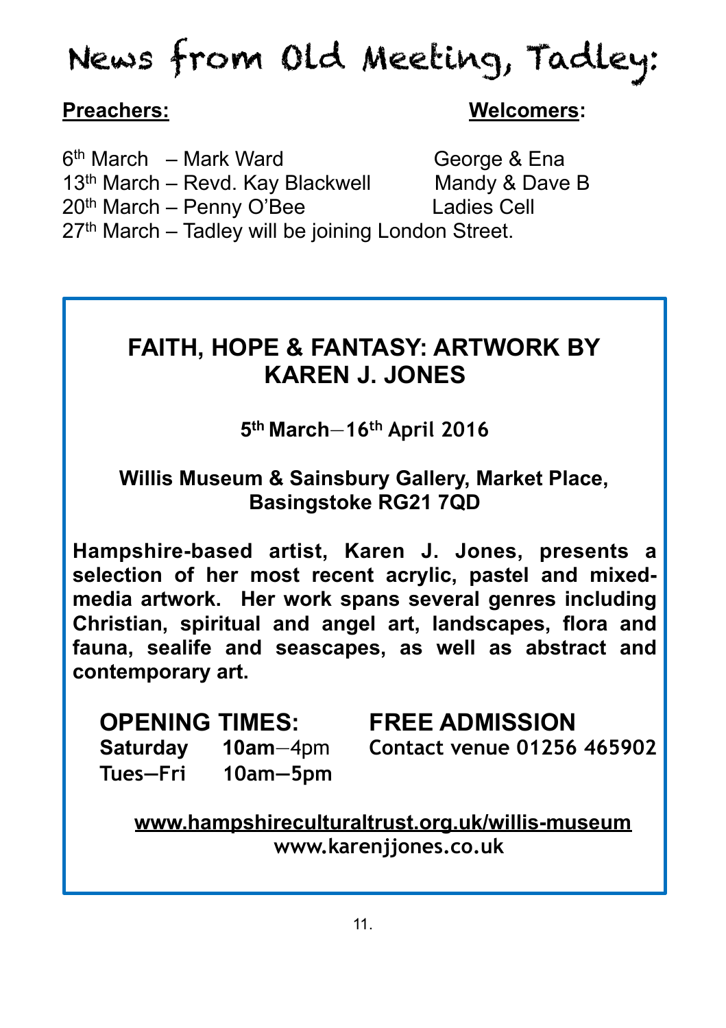# News from Old Meeting, Tadley:

| Preachers: | Welcomers: |
|---|---|
| 6th March – Mark Ward | George & Ena |
| 13th March – Revd. Kay Blackwell | Mandy & Dave B |
| 20th March – Penny O'Bee | Ladies Cell |

27th March – Tadley will be joining London Street.

## FAITH, HOPE & FANTASY: ARTWORK BY KAREN J. JONES

**5th March—16th April 2016**

**Willis Museum & Sainsbury Gallery, Market Place, Basingstoke RG21 7QD**

**Hampshire-based artist, Karen J. Jones, presents a selection of her most recent acrylic, pastel and mixed-media artwork. Her work spans several genres including Christian, spiritual and angel art, landscapes, flora and fauna, sealife and seascapes, as well as abstract and contemporary art.**

**OPENING TIMES:**
**Saturday** **10am**—4pm
**Tues—Fri** **10am—5pm**

**FREE ADMISSION**
**Contact venue 01256 465902**

**www.hampshireculturaltrust.org.uk/willis-museum**
**www.karenjjones.co.uk**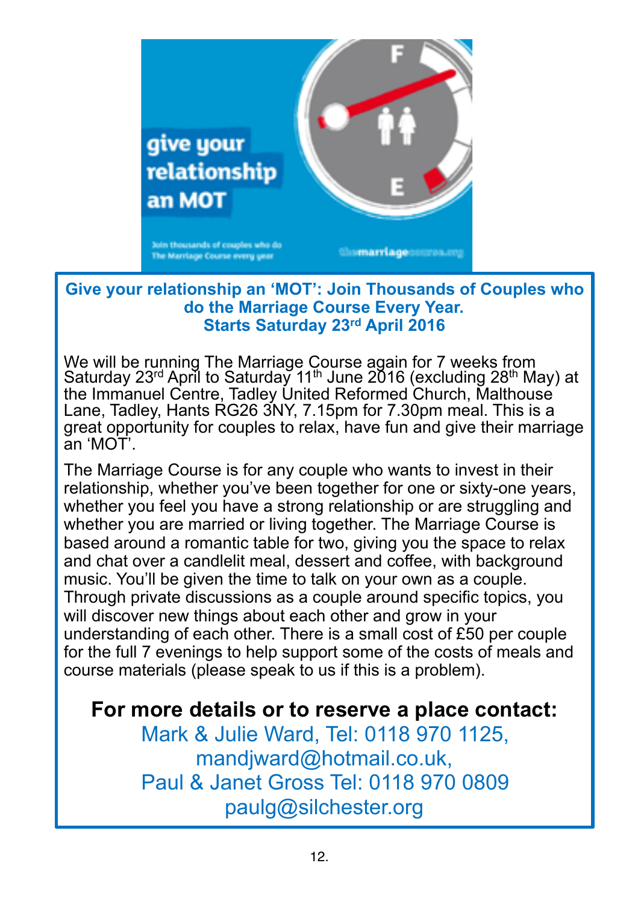give your relationship an MOT

Join thousands of couples who do The Marriage Course every year

themarriagecourses.org

**Give your relationship an 'MOT': Join Thousands of Couples who do the Marriage Course Every Year.**
**Starts Saturday 23rd April 2016**

We will be running The Marriage Course again for 7 weeks from Saturday 23rd April to Saturday 11th June 2016 (excluding 28th May) at the Immanuel Centre, Tadley United Reformed Church, Malthouse Lane, Tadley, Hants RG26 3NY, 7.15pm for 7.30pm meal. This is a great opportunity for couples to relax, have fun and give their marriage an 'MOT'.

The Marriage Course is for any couple who wants to invest in their relationship, whether you've been together for one or sixty-one years, whether you feel you have a strong relationship or are struggling and whether you are married or living together. The Marriage Course is based around a romantic table for two, giving you the space to relax and chat over a candlelit meal, dessert and coffee, with background music. You'll be given the time to talk on your own as a couple. Through private discussions as a couple around specific topics, you will discover new things about each other and grow in your understanding of each other. There is a small cost of £50 per couple for the full 7 evenings to help support some of the costs of meals and course materials (please speak to us if this is a problem).

**For more details or to reserve a place contact:**

Mark & Julie Ward, Tel: 0118 970 1125,
mandjward@hotmail.co.uk,
Paul & Janet Gross Tel: 0118 970 0809
paulg@silchester.org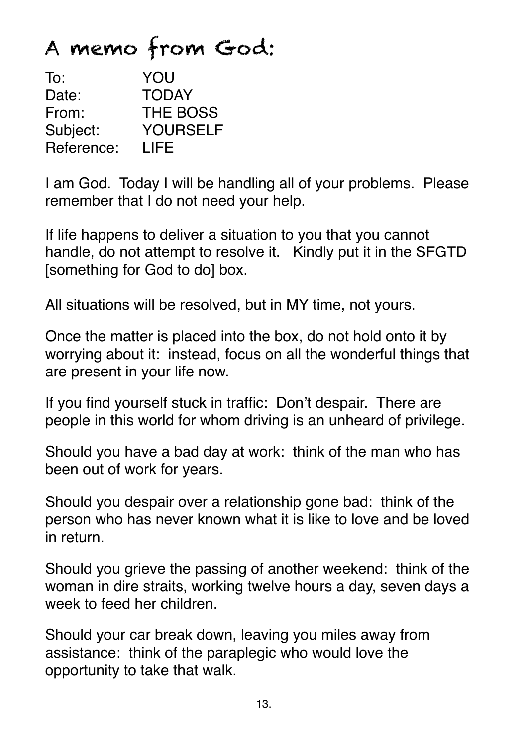# A memo from God:

| | |
|---|---|
| To: | YOU |
| Date: | TODAY |
| From: | THE BOSS |
| Subject: | YOURSELF |
| Reference: | LIFE |

I am God. Today I will be handling all of your problems. Please remember that I do not need your help.

If life happens to deliver a situation to you that you cannot handle, do not attempt to resolve it. Kindly put it in the SFGTD [something for God to do] box.

All situations will be resolved, but in MY time, not yours.

Once the matter is placed into the box, do not hold onto it by worrying about it: instead, focus on all the wonderful things that are present in your life now.

If you find yourself stuck in traffic: Don't despair. There are people in this world for whom driving is an unheard of privilege.

Should you have a bad day at work: think of the man who has been out of work for years.

Should you despair over a relationship gone bad: think of the person who has never known what it is like to love and be loved in return.

Should you grieve the passing of another weekend: think of the woman in dire straits, working twelve hours a day, seven days a week to feed her children.

Should your car break down, leaving you miles away from assistance: think of the paraplegic who would love the opportunity to take that walk.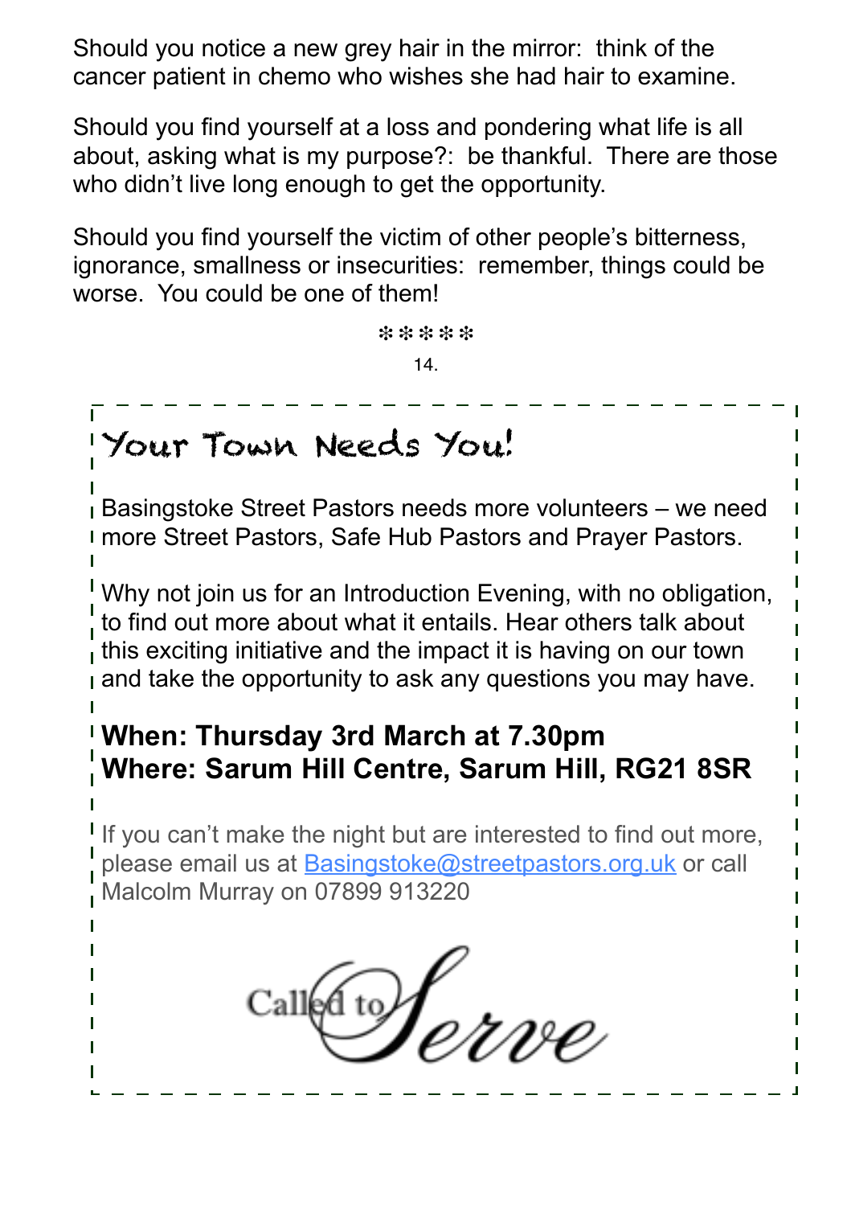Should you notice a new grey hair in the mirror:  think of the cancer patient in chemo who wishes she had hair to examine.

Should you find yourself at a loss and pondering what life is all about, asking what is my purpose?:  be thankful.  There are those who didn't live long enough to get the opportunity.

Should you find yourself the victim of other people's bitterness, ignorance, smallness or insecurities:  remember, things could be worse.  You could be one of them!

✻✻✻✻✻

## Your Town Needs You!

Basingstoke Street Pastors needs more volunteers – we need more Street Pastors, Safe Hub Pastors and Prayer Pastors.

Why not join us for an Introduction Evening, with no obligation, to find out more about what it entails. Hear others talk about this exciting initiative and the impact it is having on our town and take the opportunity to ask any questions you may have.

**When: Thursday 3rd March at 7.30pm**
**Where: Sarum Hill Centre, Sarum Hill, RG21 8SR**

If you can't make the night but are interested to find out more, please email us at Basingstoke@streetpastors.org.uk or call Malcolm Murray on 07899 913220

Called to Serve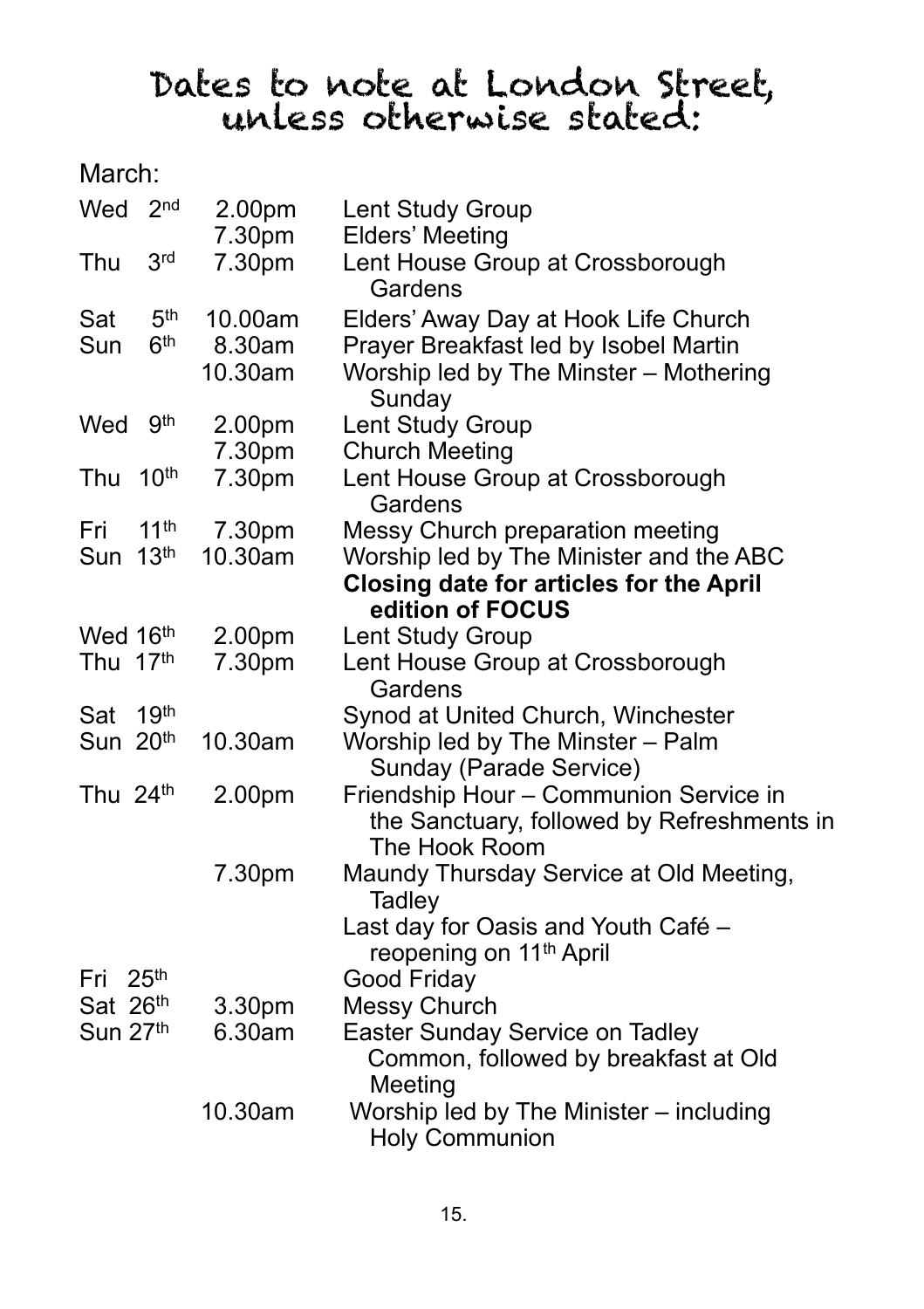# Dates to note at London Street, unless otherwise stated:

March:

| | | | |
|---|---|---|---|
| Wed | 2nd | 2.00pm | Lent Study Group |
| | | 7.30pm | Elders' Meeting |
| Thu | 3rd | 7.30pm | Lent House Group at Crossborough Gardens |
| Sat | 5th | 10.00am | Elders' Away Day at Hook Life Church |
| Sun | 6th | 8.30am | Prayer Breakfast led by Isobel Martin |
| | | 10.30am | Worship led by The Minster – Mothering Sunday |
| Wed | 9th | 2.00pm | Lent Study Group |
| | | 7.30pm | Church Meeting |
| Thu | 10th | 7.30pm | Lent House Group at Crossborough Gardens |
| Fri | 11th | 7.30pm | Messy Church preparation meeting |
| Sun | 13th | 10.30am | Worship led by The Minister and the ABC |
| | | | **Closing date for articles for the April edition of FOCUS** |
| Wed | 16th | 2.00pm | Lent Study Group |
| Thu | 17th | 7.30pm | Lent House Group at Crossborough Gardens |
| Sat | 19th | | Synod at United Church, Winchester |
| Sun | 20th | 10.30am | Worship led by The Minster – Palm Sunday (Parade Service) |
| Thu | 24th | 2.00pm | Friendship Hour – Communion Service in the Sanctuary, followed by Refreshments in The Hook Room |
| | | 7.30pm | Maundy Thursday Service at Old Meeting, Tadley |
| | | | Last day for Oasis and Youth Café – reopening on 11th April |
| Fri | 25th | | Good Friday |
| Sat | 26th | 3.30pm | Messy Church |
| Sun | 27th | 6.30am | Easter Sunday Service on Tadley Common, followed by breakfast at Old Meeting |
| | | 10.30am | Worship led by The Minister – including Holy Communion |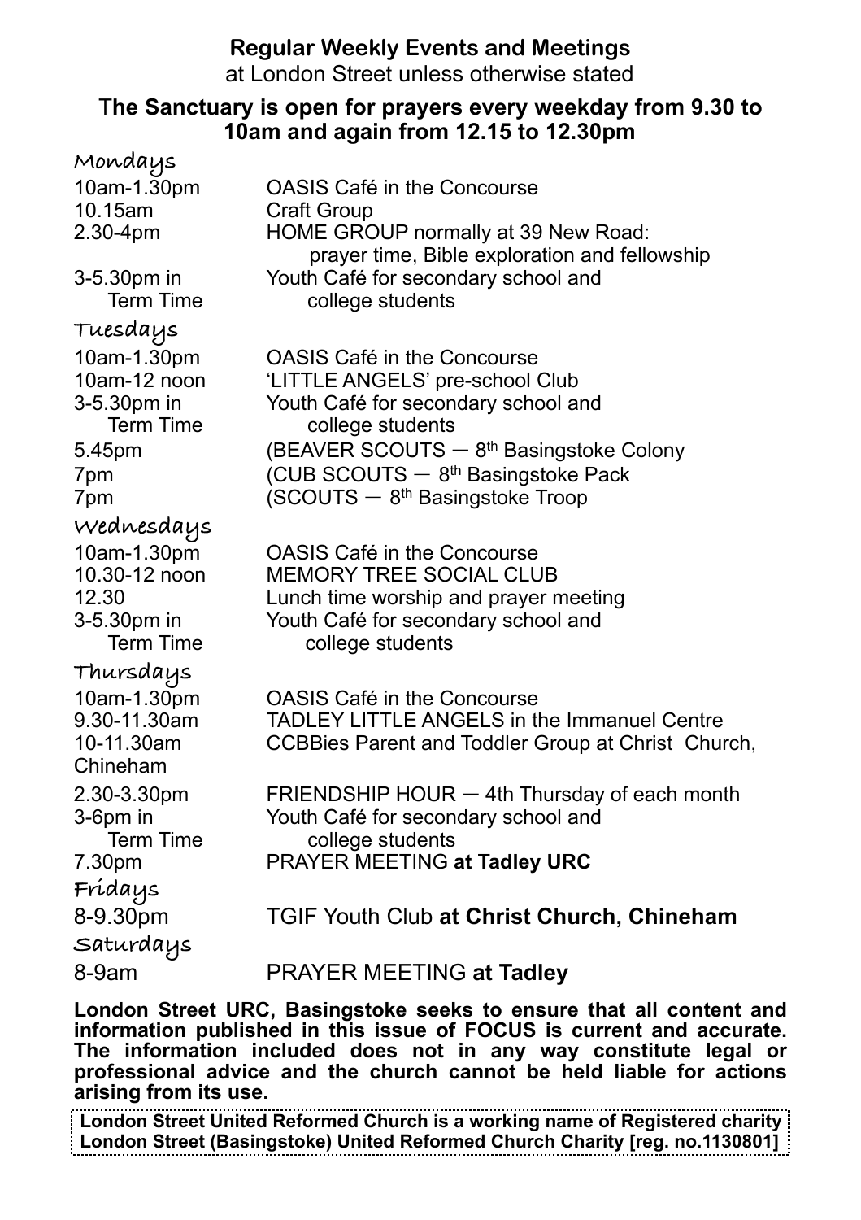## Regular Weekly Events and Meetings

at London Street unless otherwise stated

**The Sanctuary is open for prayers every weekday from 9.30 to 10am and again from 12.15 to 12.30pm**

### Mondays

| | |
|---|---|
| 10am-1.30pm | OASIS Café in the Concourse |
| 10.15am | Craft Group |
| 2.30-4pm | HOME GROUP normally at 39 New Road: prayer time, Bible exploration and fellowship |
| 3-5.30pm in Term Time | Youth Café for secondary school and college students |

### Tuesdays

| | |
|---|---|
| 10am-1.30pm | OASIS Café in the Concourse |
| 10am-12 noon | 'LITTLE ANGELS' pre-school Club |
| 3-5.30pm in Term Time | Youth Café for secondary school and college students |
| 5.45pm | (BEAVER SCOUTS — 8th Basingstoke Colony |
| 7pm | (CUB SCOUTS — 8th Basingstoke Pack |
| 7pm | (SCOUTS — 8th Basingstoke Troop |

### Wednesdays

| | |
|---|---|
| 10am-1.30pm | OASIS Café in the Concourse |
| 10.30-12 noon | MEMORY TREE SOCIAL CLUB |
| 12.30 | Lunch time worship and prayer meeting |
| 3-5.30pm in Term Time | Youth Café for secondary school and college students |

### Thursdays

| | |
|---|---|
| 10am-1.30pm | OASIS Café in the Concourse |
| 9.30-11.30am | TADLEY LITTLE ANGELS in the Immanuel Centre |
| 10-11.30am | CCBBies Parent and Toddler Group at Christ Church, Chineham |
| 2.30-3.30pm | FRIENDSHIP HOUR — 4th Thursday of each month |
| 3-6pm in Term Time | Youth Café for secondary school and college students |
| 7.30pm | PRAYER MEETING **at Tadley URC** |

### Fridays

| | |
|---|---|
| 8-9.30pm | TGIF Youth Club **at Christ Church, Chineham** |

### Saturdays

| | |
|---|---|
| 8-9am | PRAYER MEETING **at Tadley** |

**London Street URC, Basingstoke seeks to ensure that all content and information published in this issue of FOCUS is current and accurate. The information included does not in any way constitute legal or professional advice and the church cannot be held liable for actions arising from its use.**

**London Street United Reformed Church is a working name of Registered charity London Street (Basingstoke) United Reformed Church Charity [reg. no.1130801]**